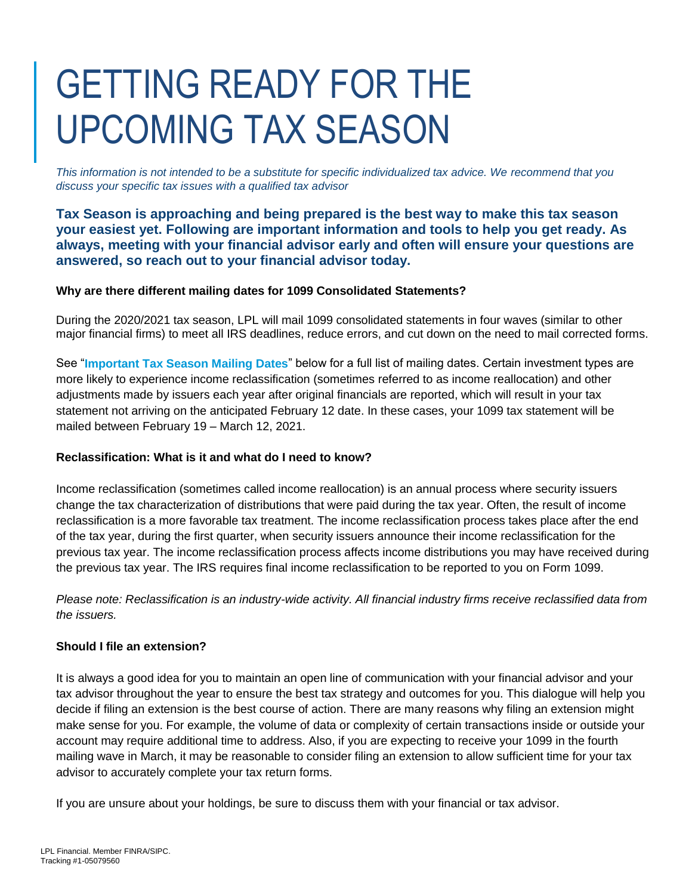# GETTING READY FOR THE UPCOMING TAX SEASON

*This information is not intended to be a substitute for specific individualized tax advice. We recommend that you discuss your specific tax issues with a qualified tax advisor*

**Tax Season is approaching and being prepared is the best way to make this tax season your easiest yet. Following are important information and tools to help you get ready. As always, meeting with your financial advisor early and often will ensure your questions are answered, so reach out to your financial advisor today.**

**Why are there different mailing dates for 1099 Consolidated Statements?**

During the 2020/2021 tax season, LPL will mail 1099 consolidated statements in four waves (similar to other major financial firms) to meet all IRS deadlines, reduce errors, and cut down on the need to mail corrected forms.

See "**Important Tax Season Mailing Dates**" below for a full list of mailing dates. Certain investment types are more likely to experience income reclassification (sometimes referred to as income reallocation) and other adjustments made by issuers each year after original financials are reported, which will result in your tax statement not arriving on the anticipated February 12 date. In these cases, your 1099 tax statement will be mailed between February 19 – March 12, 2021.

**Reclassification: What is it and what do I need to know?**

Income reclassification (sometimes called income reallocation) is an annual process where security issuers change the tax characterization of distributions that were paid during the tax year. Often, the result of income reclassification is a more favorable tax treatment. The income reclassification process takes place after the end of the tax year, during the first quarter, when security issuers announce their income reclassification for the previous tax year. The income reclassification process affects income distributions you may have received during the previous tax year. The IRS requires final income reclassification to be reported to you on Form 1099.

*Please note: Reclassification is an industry-wide activity. All financial industry firms receive reclassified data from the issuers.*

**Should I file an extension?**

It is always a good idea for you to maintain an open line of communication with your financial advisor and your tax advisor throughout the year to ensure the best tax strategy and outcomes for you. This dialogue will help you decide if filing an extension is the best course of action. There are many reasons why filing an extension might make sense for you. For example, the volume of data or complexity of certain transactions inside or outside your account may require additional time to address. Also, if you are expecting to receive your 1099 in the fourth mailing wave in March, it may be reasonable to consider filing an extension to allow sufficient time for your tax advisor to accurately complete your tax return forms.

If you are unsure about your holdings, be sure to discuss them with your financial or tax advisor.

LPL Financial. Member FINRA/SIPC.
Tracking #1-05079560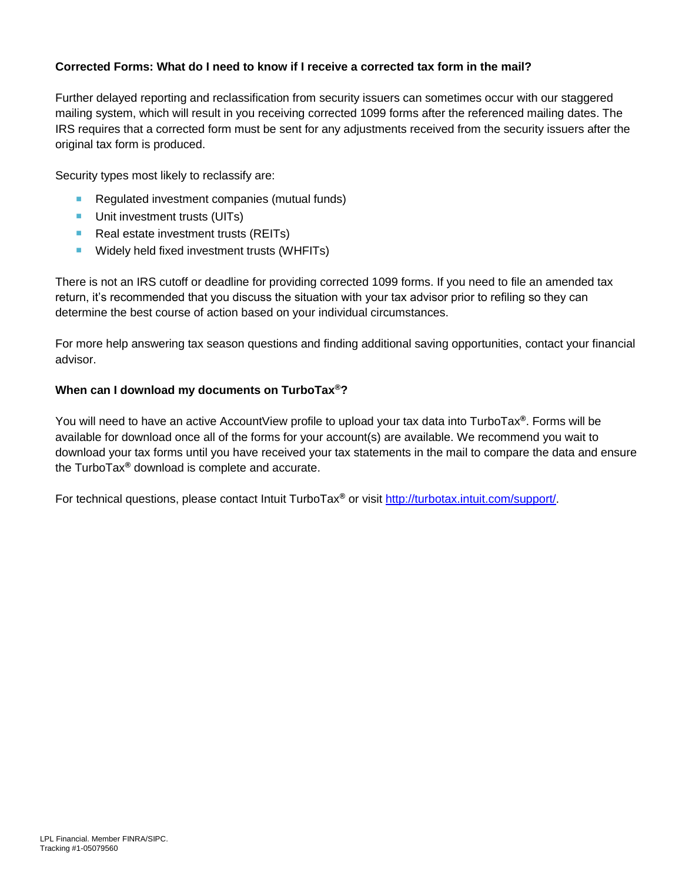**Corrected Forms: What do I need to know if I receive a corrected tax form in the mail?**

Further delayed reporting and reclassification from security issuers can sometimes occur with our staggered mailing system, which will result in you receiving corrected 1099 forms after the referenced mailing dates. The IRS requires that a corrected form must be sent for any adjustments received from the security issuers after the original tax form is produced.

Security types most likely to reclassify are:

- Regulated investment companies (mutual funds)
- Unit investment trusts (UITs)
- Real estate investment trusts (REITs)
- Widely held fixed investment trusts (WHFITs)

There is not an IRS cutoff or deadline for providing corrected 1099 forms. If you need to file an amended tax return, it's recommended that you discuss the situation with your tax advisor prior to refiling so they can determine the best course of action based on your individual circumstances.

For more help answering tax season questions and finding additional saving opportunities, contact your financial advisor.

**When can I download my documents on TurboTax®?**

You will need to have an active AccountView profile to upload your tax data into TurboTax®. Forms will be available for download once all of the forms for your account(s) are available. We recommend you wait to download your tax forms until you have received your tax statements in the mail to compare the data and ensure the TurboTax® download is complete and accurate.

For technical questions, please contact Intuit TurboTax® or visit [http://turbotax.intuit.com/support/](http://turbotax.intuit.com/support/).

LPL Financial. Member FINRA/SIPC.
Tracking #1-05079560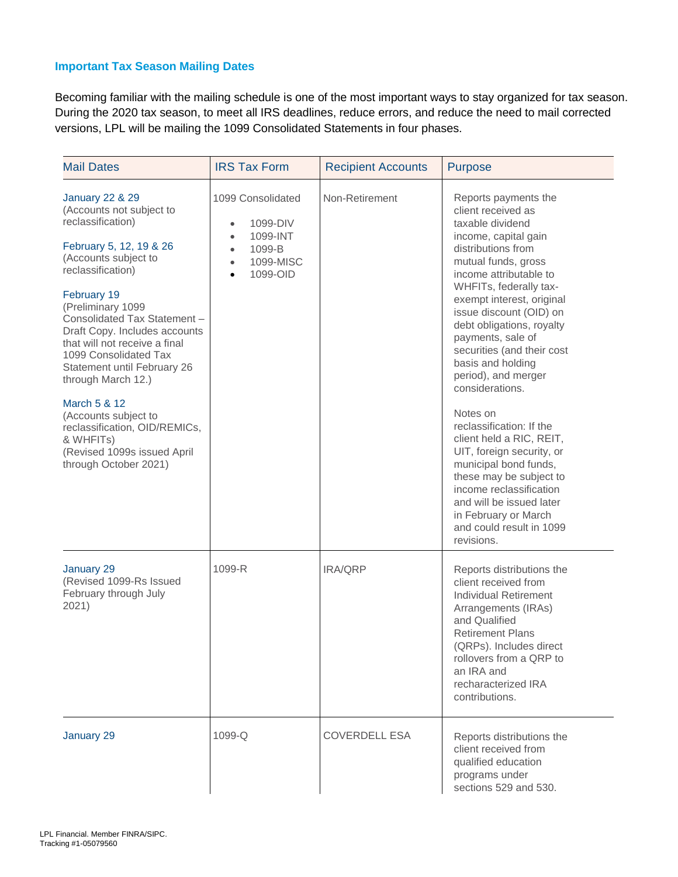### Important Tax Season Mailing Dates

Becoming familiar with the mailing schedule is one of the most important ways to stay organized for tax season. During the 2020 tax season, to meet all IRS deadlines, reduce errors, and reduce the need to mail corrected versions, LPL will be mailing the 1099 Consolidated Statements in four phases.

| Mail Dates | IRS Tax Form | Recipient Accounts | Purpose |
| --- | --- | --- | --- |
| January 22 & 29 (Accounts not subject to reclassification)<br><br>February 5, 12, 19 & 26 (Accounts subject to reclassification)<br><br>February 19 (Preliminary 1099 Consolidated Tax Statement – Draft Copy. Includes accounts that will not receive a final 1099 Consolidated Tax Statement until February 26 through March 12.)<br><br>March 5 & 12 (Accounts subject to reclassification, OID/REMICs, & WHFITs) (Revised 1099s issued April through October 2021) | 1099 Consolidated<br>• 1099-DIV<br>• 1099-INT<br>• 1099-B<br>• 1099-MISC<br>• 1099-OID | Non-Retirement | Reports payments the client received as taxable dividend income, capital gain distributions from mutual funds, gross income attributable to WHFITs, federally tax-exempt interest, original issue discount (OID) on debt obligations, royalty payments, sale of securities (and their cost basis and holding period), and merger considerations.<br><br>Notes on reclassification: If the client held a RIC, REIT, UIT, foreign security, or municipal bond funds, these may be subject to income reclassification and will be issued later in February or March and could result in 1099 revisions. |
| January 29 (Revised 1099-Rs Issued February through July 2021) | 1099-R | IRA/QRP | Reports distributions the client received from Individual Retirement Arrangements (IRAs) and Qualified Retirement Plans (QRPs). Includes direct rollovers from a QRP to an IRA and recharacterized IRA contributions. |
| January 29 | 1099-Q | COVERDELL ESA | Reports distributions the client received from qualified education programs under sections 529 and 530. |

LPL Financial. Member FINRA/SIPC.
Tracking #1-05079560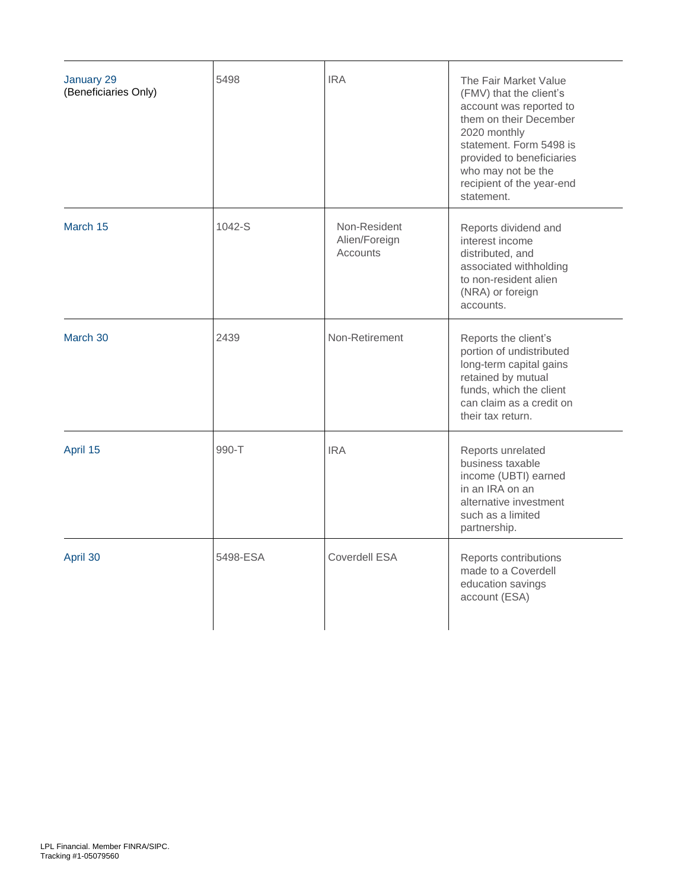| | | | |
|---|---|---|---|
| January 29 (Beneficiaries Only) | 5498 | IRA | The Fair Market Value (FMV) that the client's account was reported to them on their December 2020 monthly statement. Form 5498 is provided to beneficiaries who may not be the recipient of the year-end statement. |
| March 15 | 1042-S | Non-Resident Alien/Foreign Accounts | Reports dividend and interest income distributed, and associated withholding to non-resident alien (NRA) or foreign accounts. |
| March 30 | 2439 | Non-Retirement | Reports the client's portion of undistributed long-term capital gains retained by mutual funds, which the client can claim as a credit on their tax return. |
| April 15 | 990-T | IRA | Reports unrelated business taxable income (UBTI) earned in an IRA on an alternative investment such as a limited partnership. |
| April 30 | 5498-ESA | Coverdell ESA | Reports contributions made to a Coverdell education savings account (ESA) |

LPL Financial. Member FINRA/SIPC.
Tracking #1-05079560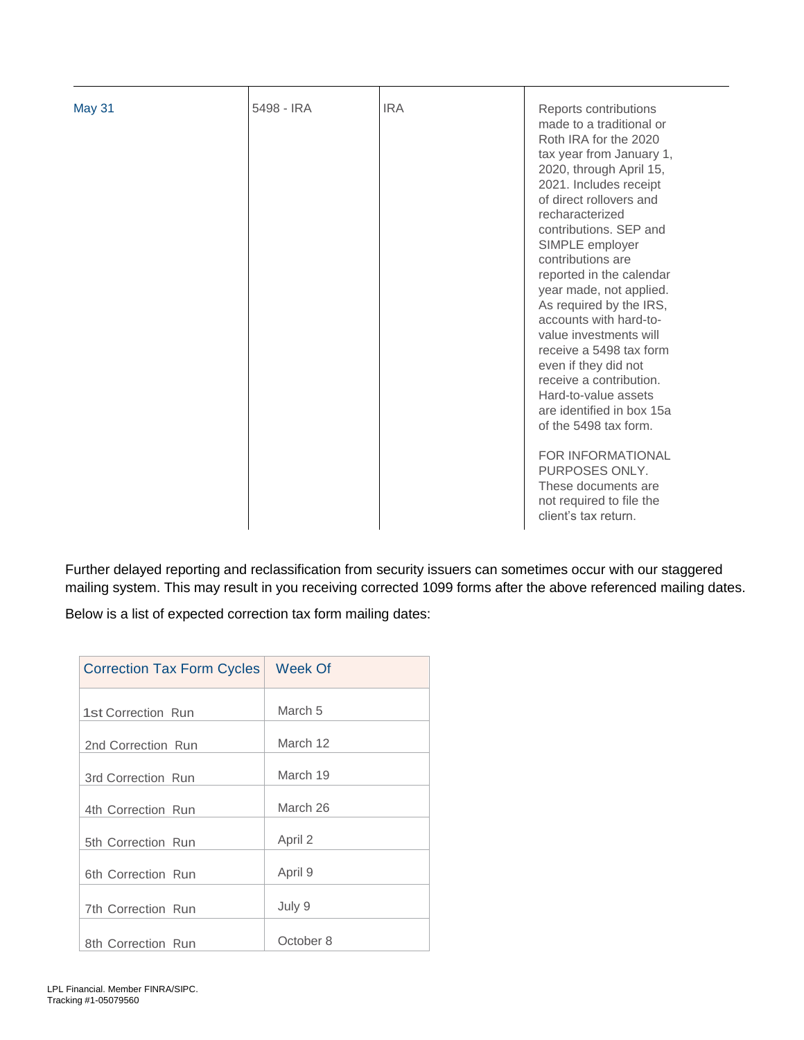| May 31 | 5498 - IRA | IRA | Reports contributions made to a traditional or Roth IRA for the 2020 tax year from January 1, 2020, through April 15, 2021. Includes receipt of direct rollovers and recharacterized contributions. SEP and SIMPLE employer contributions are reported in the calendar year made, not applied. As required by the IRS, accounts with hard-to-value investments will receive a 5498 tax form even if they did not receive a contribution. Hard-to-value assets are identified in box 15a of the 5498 tax form.<br><br>FOR INFORMATIONAL PURPOSES ONLY. These documents are not required to file the client's tax return. |
|---|---|---|---|

Further delayed reporting and reclassification from security issuers can sometimes occur with our staggered mailing system. This may result in you receiving corrected 1099 forms after the above referenced mailing dates.

Below is a list of expected correction tax form mailing dates:

| Correction Tax Form Cycles | Week Of |
|---|---|
| 1st Correction Run | March 5 |
| 2nd Correction Run | March 12 |
| 3rd Correction Run | March 19 |
| 4th Correction Run | March 26 |
| 5th Correction Run | April 2 |
| 6th Correction Run | April 9 |
| 7th Correction Run | July 9 |
| 8th Correction Run | October 8 |

LPL Financial. Member FINRA/SIPC.
Tracking #1-05079560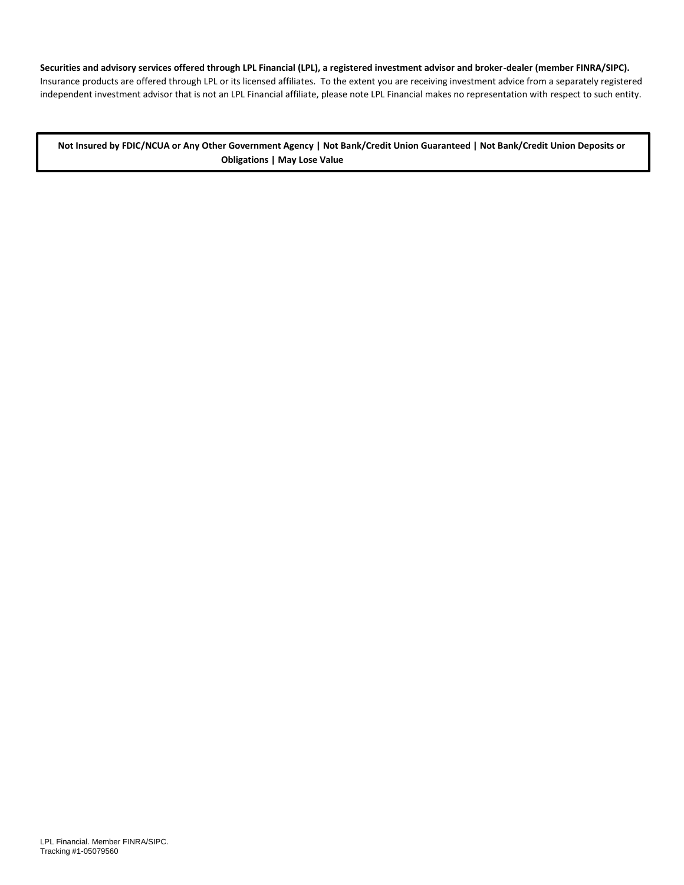**Securities and advisory services offered through LPL Financial (LPL), a registered investment advisor and broker-dealer (member FINRA/SIPC).** Insurance products are offered through LPL or its licensed affiliates. To the extent you are receiving investment advice from a separately registered independent investment advisor that is not an LPL Financial affiliate, please note LPL Financial makes no representation with respect to such entity.

**Not Insured by FDIC/NCUA or Any Other Government Agency | Not Bank/Credit Union Guaranteed | Not Bank/Credit Union Deposits or Obligations | May Lose Value**

LPL Financial. Member FINRA/SIPC.
Tracking #1-05079560